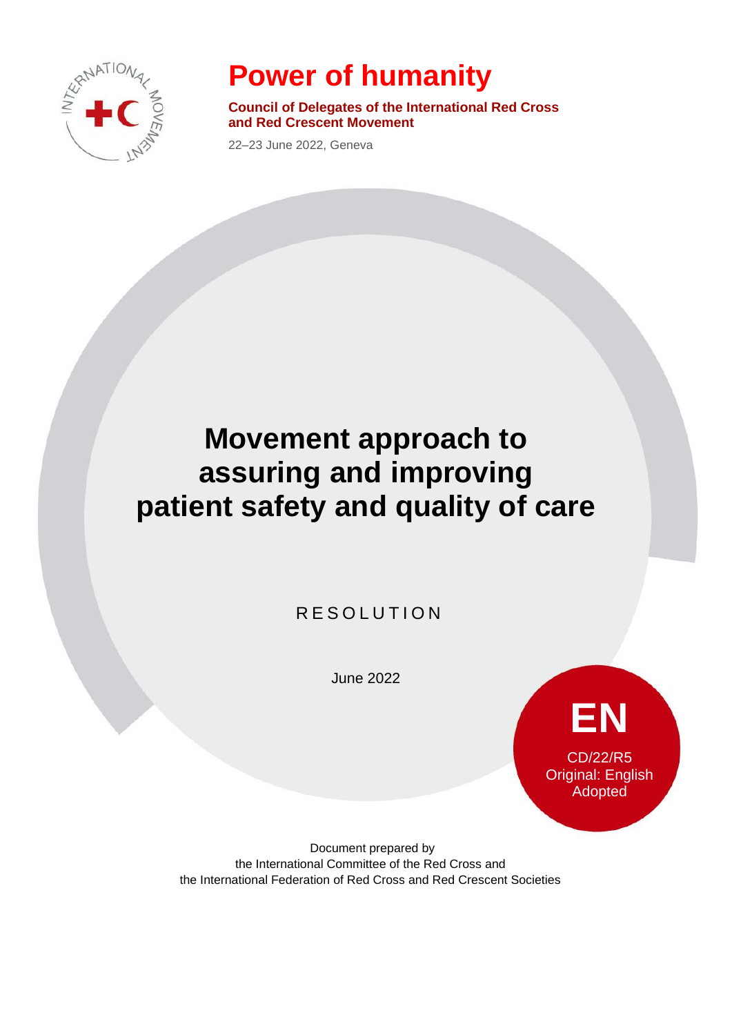# Power of humanity

**Council of Delegates of the International Red Cross and Red Crescent Movement**

22–23 June 2022, Geneva

# Movement approach to assuring and improving patient safety and quality of care

RESOLUTION

June 2022

**EN**

CD/22/R5
Original: English
Adopted

Document prepared by
the International Committee of the Red Cross and
the International Federation of Red Cross and Red Crescent Societies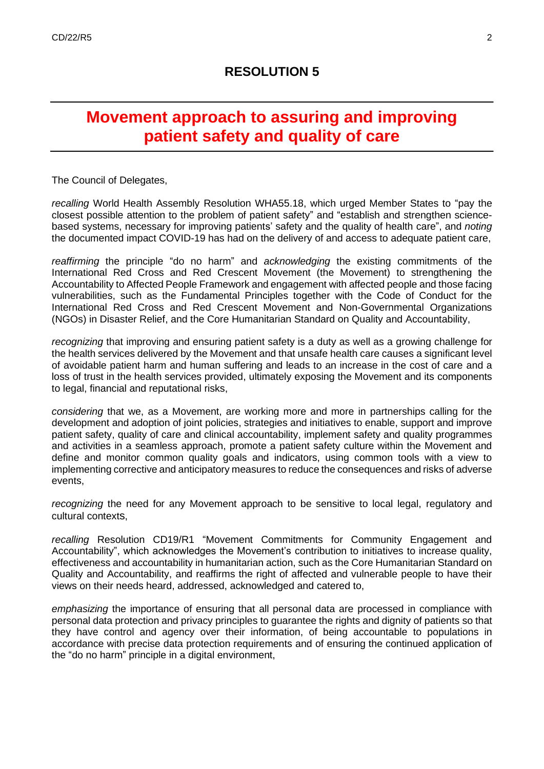## RESOLUTION 5

# Movement approach to assuring and improving patient safety and quality of care

The Council of Delegates,

*recalling* World Health Assembly Resolution WHA55.18, which urged Member States to "pay the closest possible attention to the problem of patient safety" and "establish and strengthen science-based systems, necessary for improving patients' safety and the quality of health care", and *noting* the documented impact COVID-19 has had on the delivery of and access to adequate patient care,

*reaffirming* the principle "do no harm" and *acknowledging* the existing commitments of the International Red Cross and Red Crescent Movement (the Movement) to strengthening the Accountability to Affected People Framework and engagement with affected people and those facing vulnerabilities, such as the Fundamental Principles together with the Code of Conduct for the International Red Cross and Red Crescent Movement and Non-Governmental Organizations (NGOs) in Disaster Relief, and the Core Humanitarian Standard on Quality and Accountability,

*recognizing* that improving and ensuring patient safety is a duty as well as a growing challenge for the health services delivered by the Movement and that unsafe health care causes a significant level of avoidable patient harm and human suffering and leads to an increase in the cost of care and a loss of trust in the health services provided, ultimately exposing the Movement and its components to legal, financial and reputational risks,

*considering* that we, as a Movement, are working more and more in partnerships calling for the development and adoption of joint policies, strategies and initiatives to enable, support and improve patient safety, quality of care and clinical accountability, implement safety and quality programmes and activities in a seamless approach, promote a patient safety culture within the Movement and define and monitor common quality goals and indicators, using common tools with a view to implementing corrective and anticipatory measures to reduce the consequences and risks of adverse events,

*recognizing* the need for any Movement approach to be sensitive to local legal, regulatory and cultural contexts,

*recalling* Resolution CD19/R1 "Movement Commitments for Community Engagement and Accountability", which acknowledges the Movement's contribution to initiatives to increase quality, effectiveness and accountability in humanitarian action, such as the Core Humanitarian Standard on Quality and Accountability, and reaffirms the right of affected and vulnerable people to have their views on their needs heard, addressed, acknowledged and catered to,

*emphasizing* the importance of ensuring that all personal data are processed in compliance with personal data protection and privacy principles to guarantee the rights and dignity of patients so that they have control and agency over their information, of being accountable to populations in accordance with precise data protection requirements and of ensuring the continued application of the "do no harm" principle in a digital environment,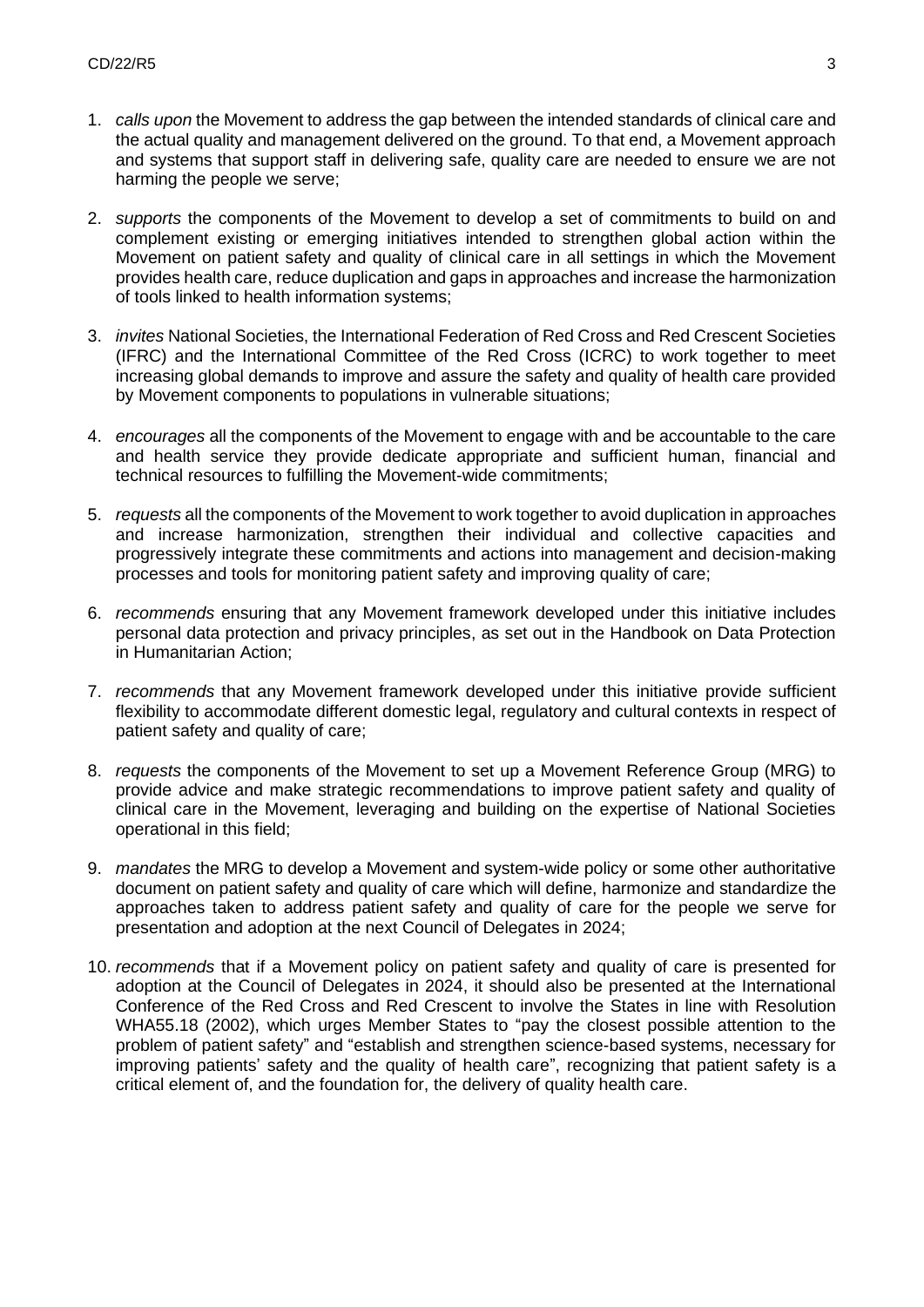1. *calls upon* the Movement to address the gap between the intended standards of clinical care and the actual quality and management delivered on the ground. To that end, a Movement approach and systems that support staff in delivering safe, quality care are needed to ensure we are not harming the people we serve;

2. *supports* the components of the Movement to develop a set of commitments to build on and complement existing or emerging initiatives intended to strengthen global action within the Movement on patient safety and quality of clinical care in all settings in which the Movement provides health care, reduce duplication and gaps in approaches and increase the harmonization of tools linked to health information systems;

3. *invites* National Societies, the International Federation of Red Cross and Red Crescent Societies (IFRC) and the International Committee of the Red Cross (ICRC) to work together to meet increasing global demands to improve and assure the safety and quality of health care provided by Movement components to populations in vulnerable situations;

4. *encourages* all the components of the Movement to engage with and be accountable to the care and health service they provide dedicate appropriate and sufficient human, financial and technical resources to fulfilling the Movement-wide commitments;

5. *requests* all the components of the Movement to work together to avoid duplication in approaches and increase harmonization, strengthen their individual and collective capacities and progressively integrate these commitments and actions into management and decision-making processes and tools for monitoring patient safety and improving quality of care;

6. *recommends* ensuring that any Movement framework developed under this initiative includes personal data protection and privacy principles, as set out in the Handbook on Data Protection in Humanitarian Action;

7. *recommends* that any Movement framework developed under this initiative provide sufficient flexibility to accommodate different domestic legal, regulatory and cultural contexts in respect of patient safety and quality of care;

8. *requests* the components of the Movement to set up a Movement Reference Group (MRG) to provide advice and make strategic recommendations to improve patient safety and quality of clinical care in the Movement, leveraging and building on the expertise of National Societies operational in this field;

9. *mandates* the MRG to develop a Movement and system-wide policy or some other authoritative document on patient safety and quality of care which will define, harmonize and standardize the approaches taken to address patient safety and quality of care for the people we serve for presentation and adoption at the next Council of Delegates in 2024;

10. *recommends* that if a Movement policy on patient safety and quality of care is presented for adoption at the Council of Delegates in 2024, it should also be presented at the International Conference of the Red Cross and Red Crescent to involve the States in line with Resolution WHA55.18 (2002), which urges Member States to "pay the closest possible attention to the problem of patient safety" and "establish and strengthen science-based systems, necessary for improving patients' safety and the quality of health care", recognizing that patient safety is a critical element of, and the foundation for, the delivery of quality health care.